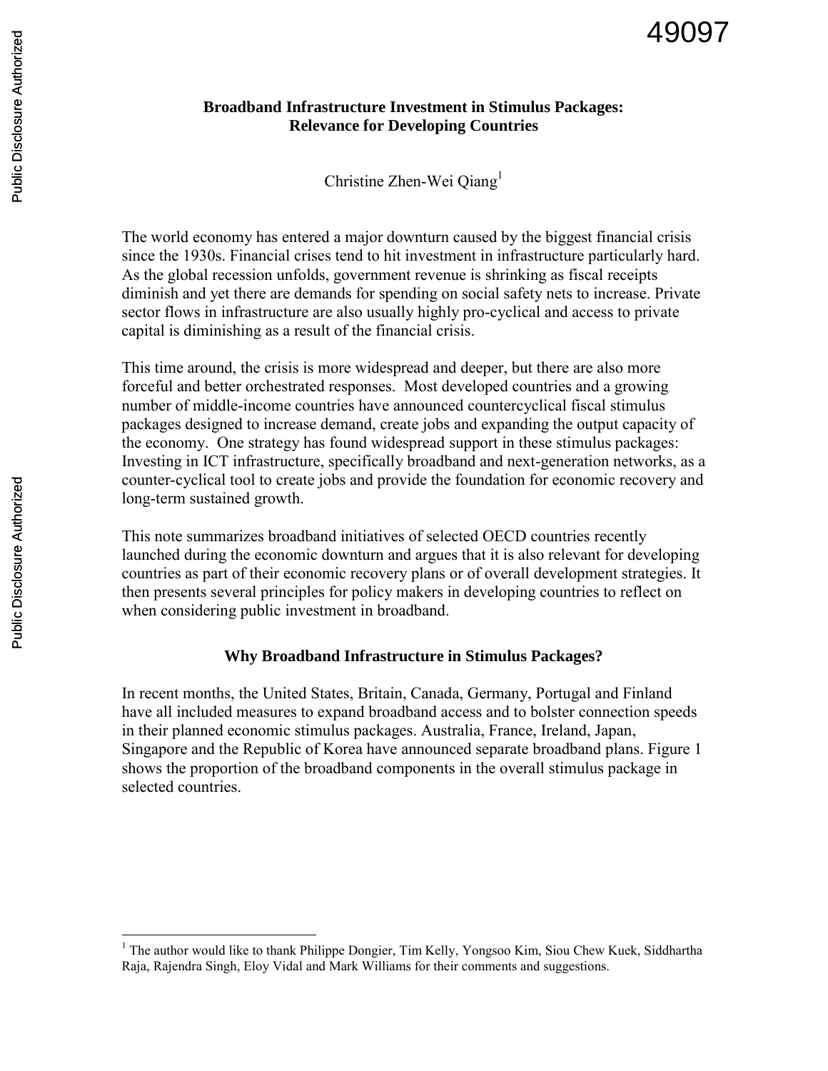# Broadband Infrastructure Investment in Stimulus Packages: Relevance for Developing Countries

Christine Zhen-Wei Qiang[1]

The world economy has entered a major downturn caused by the biggest financial crisis since the 1930s. Financial crises tend to hit investment in infrastructure particularly hard. As the global recession unfolds, government revenue is shrinking as fiscal receipts diminish and yet there are demands for spending on social safety nets to increase. Private sector flows in infrastructure are also usually highly pro-cyclical and access to private capital is diminishing as a result of the financial crisis.

This time around, the crisis is more widespread and deeper, but there are also more forceful and better orchestrated responses. Most developed countries and a growing number of middle-income countries have announced countercyclical fiscal stimulus packages designed to increase demand, create jobs and expanding the output capacity of the economy. One strategy has found widespread support in these stimulus packages: Investing in ICT infrastructure, specifically broadband and next-generation networks, as a counter-cyclical tool to create jobs and provide the foundation for economic recovery and long-term sustained growth.

This note summarizes broadband initiatives of selected OECD countries recently launched during the economic downturn and argues that it is also relevant for developing countries as part of their economic recovery plans or of overall development strategies. It then presents several principles for policy makers in developing countries to reflect on when considering public investment in broadband.

## Why Broadband Infrastructure in Stimulus Packages?

In recent months, the United States, Britain, Canada, Germany, Portugal and Finland have all included measures to expand broadband access and to bolster connection speeds in their planned economic stimulus packages. Australia, France, Ireland, Japan, Singapore and the Republic of Korea have announced separate broadband plans. Figure 1 shows the proportion of the broadband components in the overall stimulus package in selected countries.

[1] The author would like to thank Philippe Dongier, Tim Kelly, Yongsoo Kim, Siou Chew Kuek, Siddhartha Raja, Rajendra Singh, Eloy Vidal and Mark Williams for their comments and suggestions.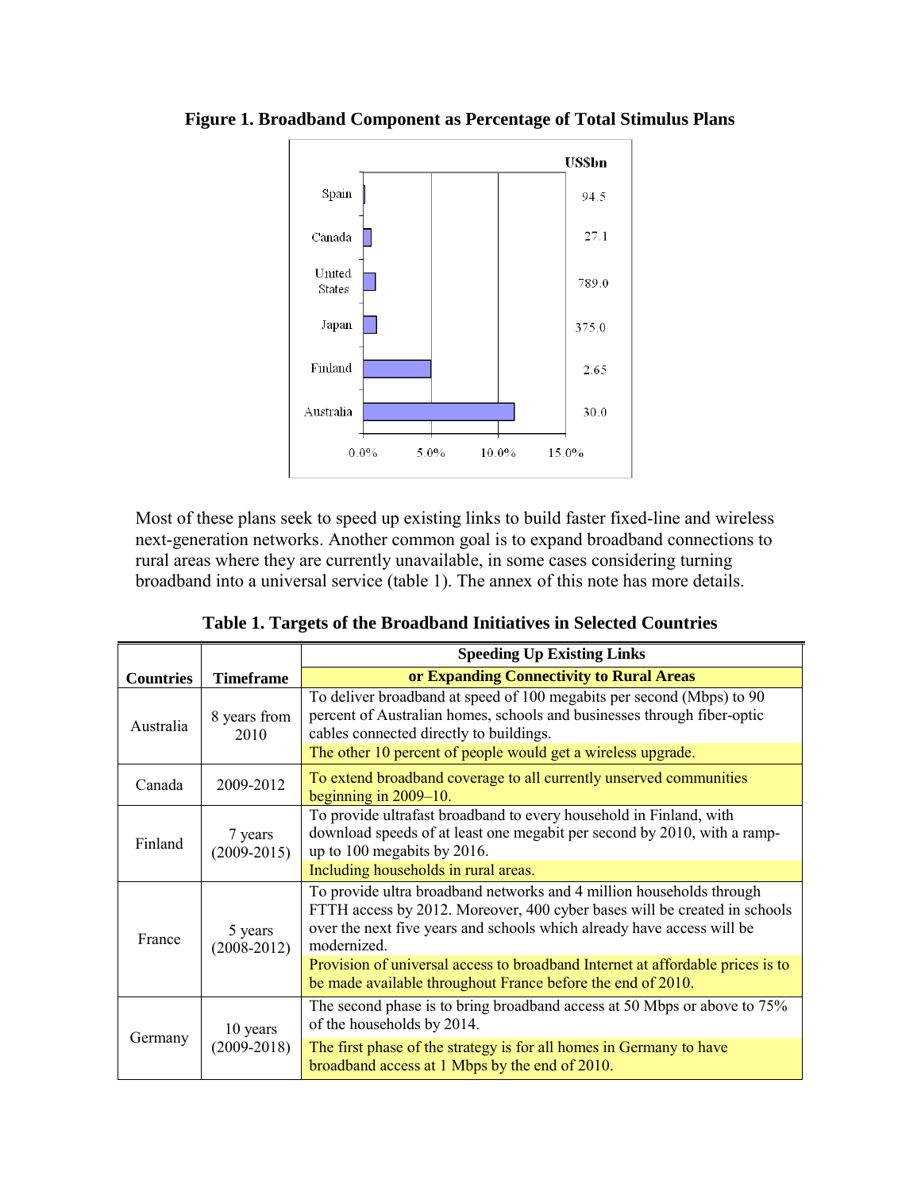**Figure 1. Broadband Component as Percentage of Total Stimulus Plans**

| Country | Broadband component (% of total stimulus) | US$bn |
|---|---|---|
| Spain | | 94.5 |
| Canada | | 27.1 |
| United States | | 789.0 |
| Japan | | 375.0 |
| Finland | | 2.65 |
| Australia | | 30.0 |

Most of these plans seek to speed up existing links to build faster fixed-line and wireless next-generation networks. Another common goal is to expand broadband connections to rural areas where they are currently unavailable, in some cases considering turning broadband into a universal service (table 1). The annex of this note has more details.

**Table 1. Targets of the Broadband Initiatives in Selected Countries**

| Countries | Timeframe | Speeding Up Existing Links or Expanding Connectivity to Rural Areas |
|---|---|---|
| Australia | 8 years from 2010 | To deliver broadband at speed of 100 megabits per second (Mbps) to 90 percent of Australian homes, schools and businesses through fiber-optic cables connected directly to buildings. The other 10 percent of people would get a wireless upgrade. |
| Canada | 2009-2012 | To extend broadband coverage to all currently unserved communities beginning in 2009–10. |
| Finland | 7 years (2009-2015) | To provide ultrafast broadband to every household in Finland, with download speeds of at least one megabit per second by 2010, with a ramp-up to 100 megabits by 2016. Including households in rural areas. |
| France | 5 years (2008-2012) | To provide ultra broadband networks and 4 million households through FTTH access by 2012. Moreover, 400 cyber bases will be created in schools over the next five years and schools which already have access will be modernized. Provision of universal access to broadband Internet at affordable prices is to be made available throughout France before the end of 2010. |
| Germany | 10 years (2009-2018) | The second phase is to bring broadband access at 50 Mbps or above to 75% of the households by 2014. The first phase of the strategy is for all homes in Germany to have broadband access at 1 Mbps by the end of 2010. |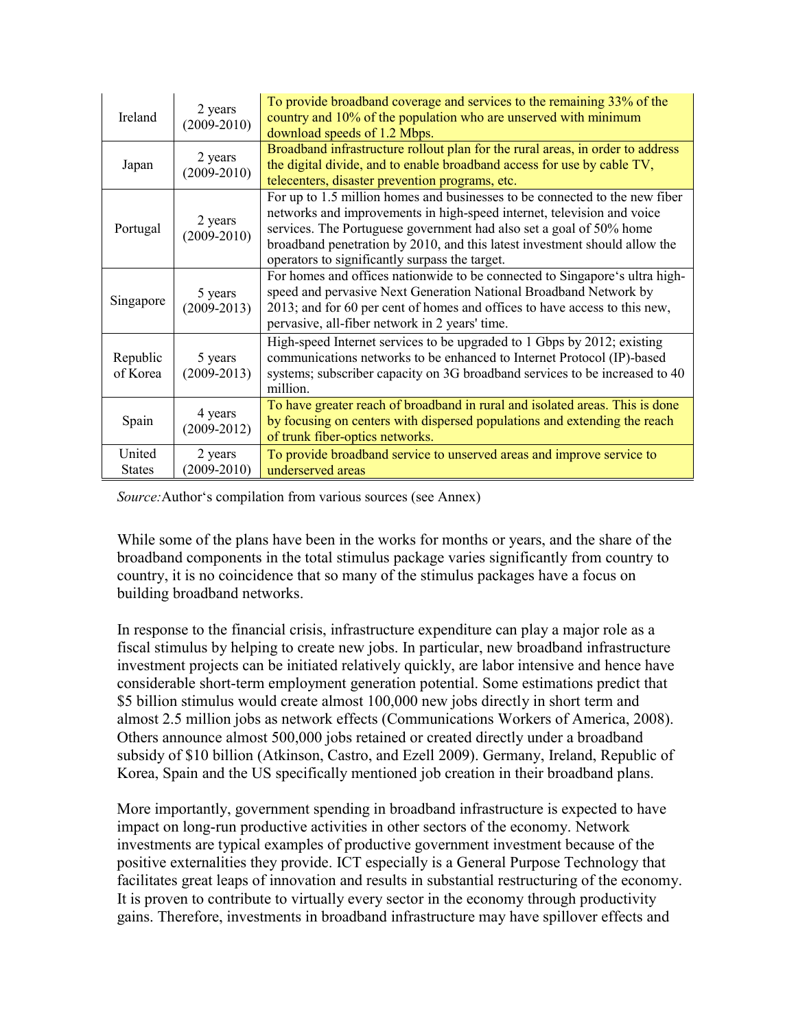| Ireland | 2 years (2009-2010) | To provide broadband coverage and services to the remaining 33% of the country and 10% of the population who are unserved with minimum download speeds of 1.2 Mbps. |
|---|---|---|
| Japan | 2 years (2009-2010) | Broadband infrastructure rollout plan for the rural areas, in order to address the digital divide, and to enable broadband access for use by cable TV, telecenters, disaster prevention programs, etc. |
| Portugal | 2 years (2009-2010) | For up to 1.5 million homes and businesses to be connected to the new fiber networks and improvements in high-speed internet, television and voice services. The Portuguese government had also set a goal of 50% home broadband penetration by 2010, and this latest investment should allow the operators to significantly surpass the target. |
| Singapore | 5 years (2009-2013) | For homes and offices nationwide to be connected to Singapore's ultra high-speed and pervasive Next Generation National Broadband Network by 2013; and for 60 per cent of homes and offices to have access to this new, pervasive, all-fiber network in 2 years' time. |
| Republic of Korea | 5 years (2009-2013) | High-speed Internet services to be upgraded to 1 Gbps by 2012; existing communications networks to be enhanced to Internet Protocol (IP)-based systems; subscriber capacity on 3G broadband services to be increased to 40 million. |
| Spain | 4 years (2009-2012) | To have greater reach of broadband in rural and isolated areas. This is done by focusing on centers with dispersed populations and extending the reach of trunk fiber-optics networks. |
| United States | 2 years (2009-2010) | To provide broadband service to unserved areas and improve service to underserved areas |

*Source:* Author's compilation from various sources (see Annex)

While some of the plans have been in the works for months or years, and the share of the broadband components in the total stimulus package varies significantly from country to country, it is no coincidence that so many of the stimulus packages have a focus on building broadband networks.

In response to the financial crisis, infrastructure expenditure can play a major role as a fiscal stimulus by helping to create new jobs. In particular, new broadband infrastructure investment projects can be initiated relatively quickly, are labor intensive and hence have considerable short-term employment generation potential. Some estimations predict that $5 billion stimulus would create almost 100,000 new jobs directly in short term and almost 2.5 million jobs as network effects (Communications Workers of America, 2008). Others announce almost 500,000 jobs retained or created directly under a broadband subsidy of $10 billion (Atkinson, Castro, and Ezell 2009). Germany, Ireland, Republic of Korea, Spain and the US specifically mentioned job creation in their broadband plans.

More importantly, government spending in broadband infrastructure is expected to have impact on long-run productive activities in other sectors of the economy. Network investments are typical examples of productive government investment because of the positive externalities they provide. ICT especially is a General Purpose Technology that facilitates great leaps of innovation and results in substantial restructuring of the economy. It is proven to contribute to virtually every sector in the economy through productivity gains. Therefore, investments in broadband infrastructure may have spillover effects and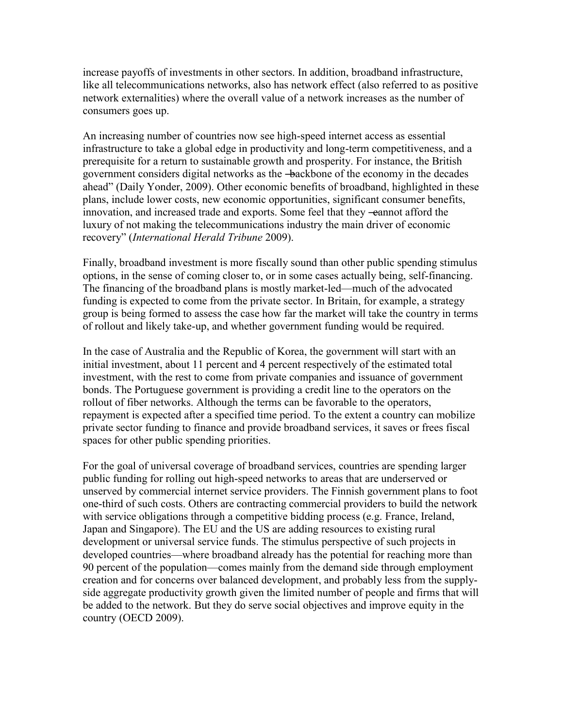increase payoffs of investments in other sectors. In addition, broadband infrastructure, like all telecommunications networks, also has network effect (also referred to as positive network externalities) where the overall value of a network increases as the number of consumers goes up.

An increasing number of countries now see high-speed internet access as essential infrastructure to take a global edge in productivity and long-term competitiveness, and a prerequisite for a return to sustainable growth and prosperity. For instance, the British government considers digital networks as the ―backbone of the economy in the decades ahead" (Daily Yonder, 2009). Other economic benefits of broadband, highlighted in these plans, include lower costs, new economic opportunities, significant consumer benefits, innovation, and increased trade and exports. Some feel that they ―cannot afford the luxury of not making the telecommunications industry the main driver of economic recovery" (*International Herald Tribune* 2009).

Finally, broadband investment is more fiscally sound than other public spending stimulus options, in the sense of coming closer to, or in some cases actually being, self-financing. The financing of the broadband plans is mostly market-led—much of the advocated funding is expected to come from the private sector. In Britain, for example, a strategy group is being formed to assess the case how far the market will take the country in terms of rollout and likely take-up, and whether government funding would be required.

In the case of Australia and the Republic of Korea, the government will start with an initial investment, about 11 percent and 4 percent respectively of the estimated total investment, with the rest to come from private companies and issuance of government bonds. The Portuguese government is providing a credit line to the operators on the rollout of fiber networks. Although the terms can be favorable to the operators, repayment is expected after a specified time period. To the extent a country can mobilize private sector funding to finance and provide broadband services, it saves or frees fiscal spaces for other public spending priorities.

For the goal of universal coverage of broadband services, countries are spending larger public funding for rolling out high-speed networks to areas that are underserved or unserved by commercial internet service providers. The Finnish government plans to foot one-third of such costs. Others are contracting commercial providers to build the network with service obligations through a competitive bidding process (e.g. France, Ireland, Japan and Singapore). The EU and the US are adding resources to existing rural development or universal service funds. The stimulus perspective of such projects in developed countries—where broadband already has the potential for reaching more than 90 percent of the population—comes mainly from the demand side through employment creation and for concerns over balanced development, and probably less from the supply-side aggregate productivity growth given the limited number of people and firms that will be added to the network. But they do serve social objectives and improve equity in the country (OECD 2009).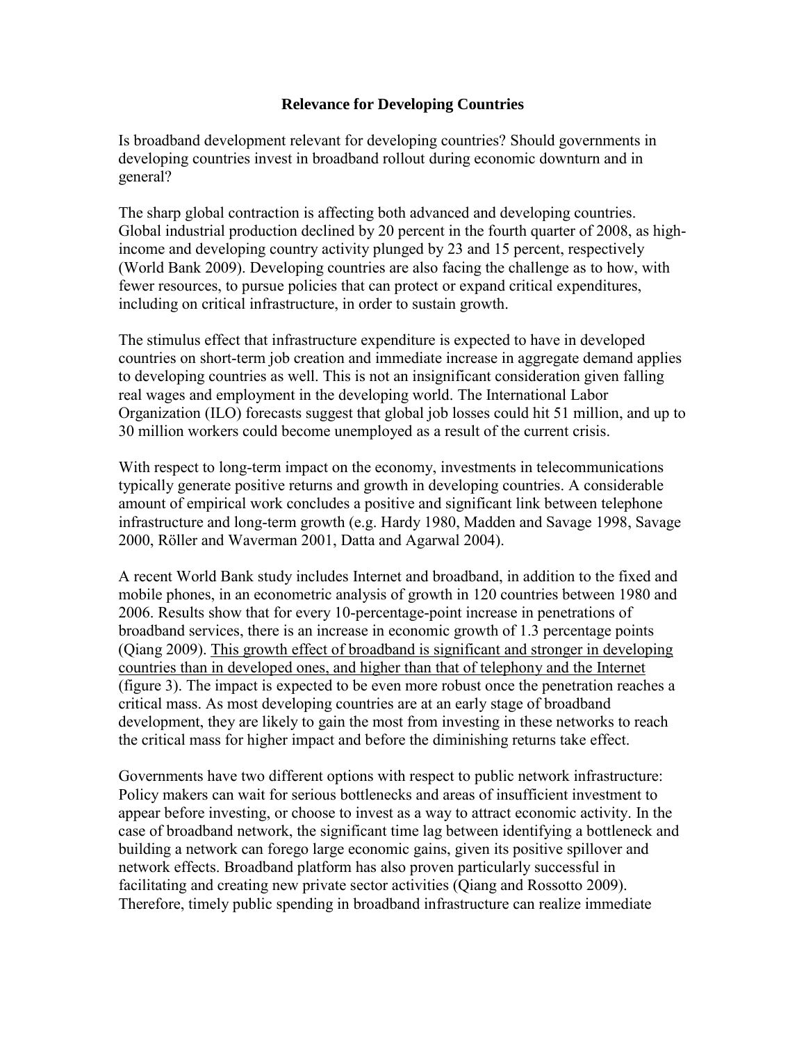## Relevance for Developing Countries

Is broadband development relevant for developing countries? Should governments in developing countries invest in broadband rollout during economic downturn and in general?

The sharp global contraction is affecting both advanced and developing countries. Global industrial production declined by 20 percent in the fourth quarter of 2008, as high-income and developing country activity plunged by 23 and 15 percent, respectively (World Bank 2009). Developing countries are also facing the challenge as to how, with fewer resources, to pursue policies that can protect or expand critical expenditures, including on critical infrastructure, in order to sustain growth.

The stimulus effect that infrastructure expenditure is expected to have in developed countries on short-term job creation and immediate increase in aggregate demand applies to developing countries as well. This is not an insignificant consideration given falling real wages and employment in the developing world. The International Labor Organization (ILO) forecasts suggest that global job losses could hit 51 million, and up to 30 million workers could become unemployed as a result of the current crisis.

With respect to long-term impact on the economy, investments in telecommunications typically generate positive returns and growth in developing countries. A considerable amount of empirical work concludes a positive and significant link between telephone infrastructure and long-term growth (e.g. Hardy 1980, Madden and Savage 1998, Savage 2000, Röller and Waverman 2001, Datta and Agarwal 2004).

A recent World Bank study includes Internet and broadband, in addition to the fixed and mobile phones, in an econometric analysis of growth in 120 countries between 1980 and 2006. Results show that for every 10-percentage-point increase in penetrations of broadband services, there is an increase in economic growth of 1.3 percentage points (Qiang 2009). <u>This growth effect of broadband is significant and stronger in developing countries than in developed ones, and higher than that of telephony and the Internet</u> (figure 3). The impact is expected to be even more robust once the penetration reaches a critical mass. As most developing countries are at an early stage of broadband development, they are likely to gain the most from investing in these networks to reach the critical mass for higher impact and before the diminishing returns take effect.

Governments have two different options with respect to public network infrastructure: Policy makers can wait for serious bottlenecks and areas of insufficient investment to appear before investing, or choose to invest as a way to attract economic activity. In the case of broadband network, the significant time lag between identifying a bottleneck and building a network can forego large economic gains, given its positive spillover and network effects. Broadband platform has also proven particularly successful in facilitating and creating new private sector activities (Qiang and Rossotto 2009). Therefore, timely public spending in broadband infrastructure can realize immediate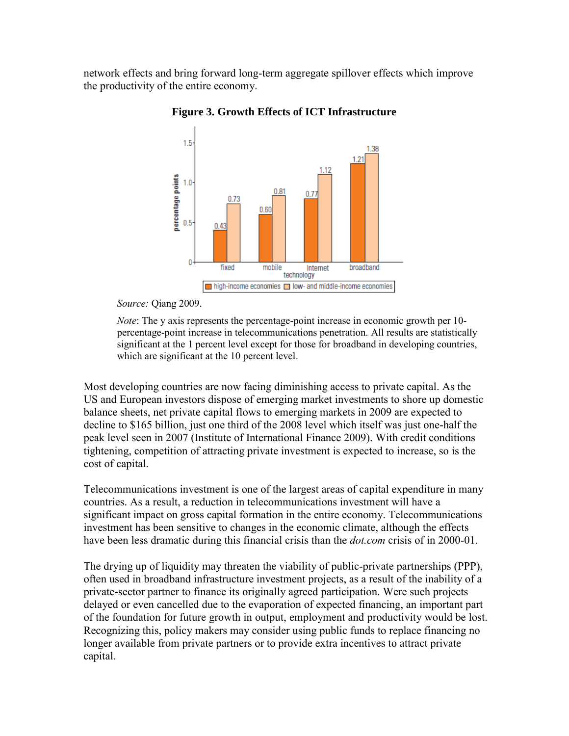network effects and bring forward long-term aggregate spillover effects which improve the productivity of the entire economy.

**Figure 3. Growth Effects of ICT Infrastructure**

*Source:* Qiang 2009.

*Note*: The y axis represents the percentage-point increase in economic growth per 10-percentage-point increase in telecommunications penetration. All results are statistically significant at the 1 percent level except for those for broadband in developing countries, which are significant at the 10 percent level.

Most developing countries are now facing diminishing access to private capital. As the US and European investors dispose of emerging market investments to shore up domestic balance sheets, net private capital flows to emerging markets in 2009 are expected to decline to $165 billion, just one third of the 2008 level which itself was just one-half the peak level seen in 2007 (Institute of International Finance 2009). With credit conditions tightening, competition of attracting private investment is expected to increase, so is the cost of capital.

Telecommunications investment is one of the largest areas of capital expenditure in many countries. As a result, a reduction in telecommunications investment will have a significant impact on gross capital formation in the entire economy. Telecommunications investment has been sensitive to changes in the economic climate, although the effects have been less dramatic during this financial crisis than the *dot.com* crisis of in 2000-01.

The drying up of liquidity may threaten the viability of public-private partnerships (PPP), often used in broadband infrastructure investment projects, as a result of the inability of a private-sector partner to finance its originally agreed participation. Were such projects delayed or even cancelled due to the evaporation of expected financing, an important part of the foundation for future growth in output, employment and productivity would be lost. Recognizing this, policy makers may consider using public funds to replace financing no longer available from private partners or to provide extra incentives to attract private capital.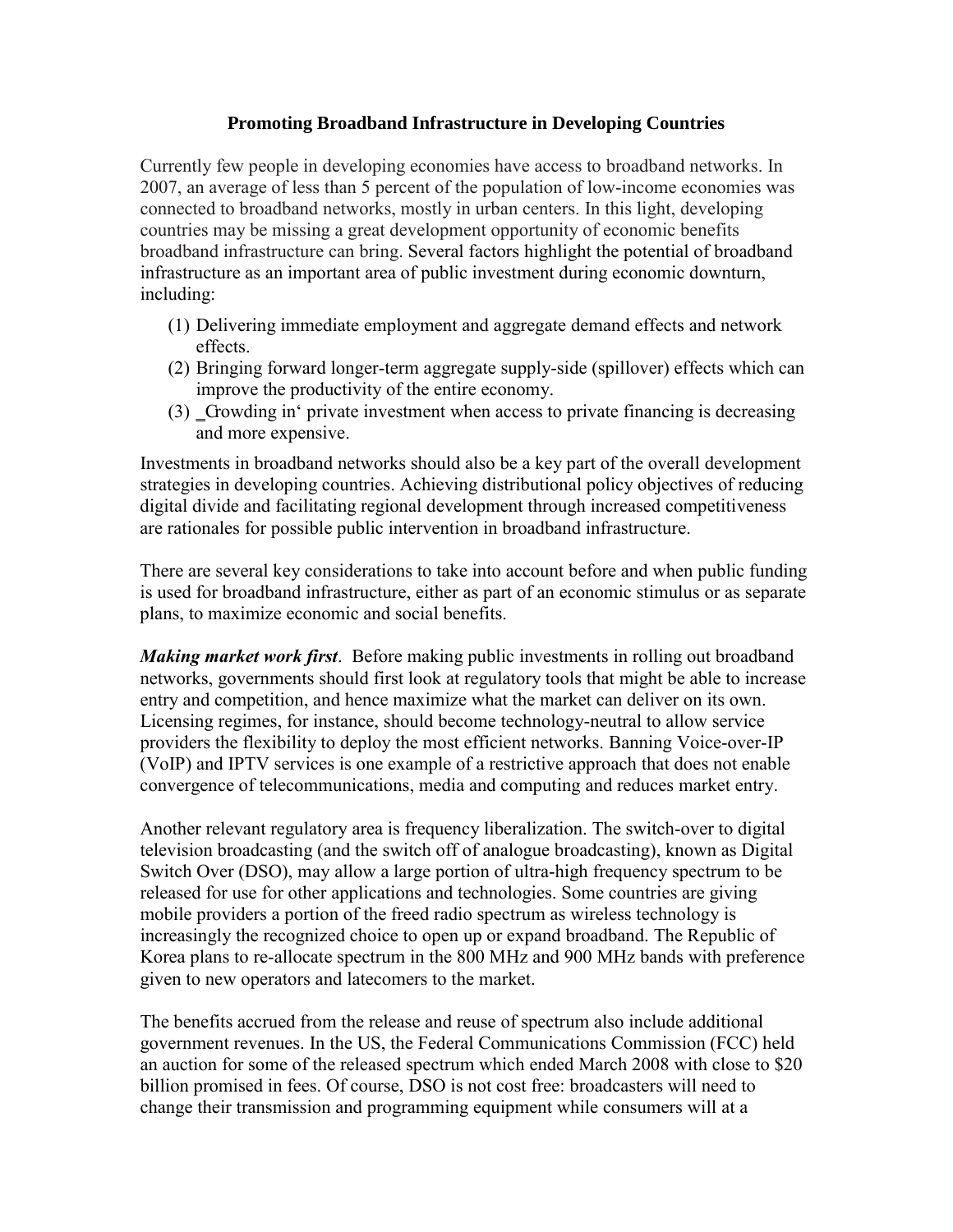## Promoting Broadband Infrastructure in Developing Countries

Currently few people in developing economies have access to broadband networks. In 2007, an average of less than 5 percent of the population of low-income economies was connected to broadband networks, mostly in urban centers. In this light, developing countries may be missing a great development opportunity of economic benefits broadband infrastructure can bring. Several factors highlight the potential of broadband infrastructure as an important area of public investment during economic downturn, including:

(1) Delivering immediate employment and aggregate demand effects and network effects.
(2) Bringing forward longer-term aggregate supply-side (spillover) effects which can improve the productivity of the entire economy.
(3) ‗Crowding in' private investment when access to private financing is decreasing and more expensive.

Investments in broadband networks should also be a key part of the overall development strategies in developing countries. Achieving distributional policy objectives of reducing digital divide and facilitating regional development through increased competitiveness are rationales for possible public intervention in broadband infrastructure.

There are several key considerations to take into account before and when public funding is used for broadband infrastructure, either as part of an economic stimulus or as separate plans, to maximize economic and social benefits.

***Making market work first***. Before making public investments in rolling out broadband networks, governments should first look at regulatory tools that might be able to increase entry and competition, and hence maximize what the market can deliver on its own. Licensing regimes, for instance, should become technology-neutral to allow service providers the flexibility to deploy the most efficient networks. Banning Voice-over-IP (VoIP) and IPTV services is one example of a restrictive approach that does not enable convergence of telecommunications, media and computing and reduces market entry.

Another relevant regulatory area is frequency liberalization. The switch-over to digital television broadcasting (and the switch off of analogue broadcasting), known as Digital Switch Over (DSO), may allow a large portion of ultra-high frequency spectrum to be released for use for other applications and technologies. Some countries are giving mobile providers a portion of the freed radio spectrum as wireless technology is increasingly the recognized choice to open up or expand broadband. The Republic of Korea plans to re-allocate spectrum in the 800 MHz and 900 MHz bands with preference given to new operators and latecomers to the market.

The benefits accrued from the release and reuse of spectrum also include additional government revenues. In the US, the Federal Communications Commission (FCC) held an auction for some of the released spectrum which ended March 2008 with close to $20 billion promised in fees. Of course, DSO is not cost free: broadcasters will need to change their transmission and programming equipment while consumers will at a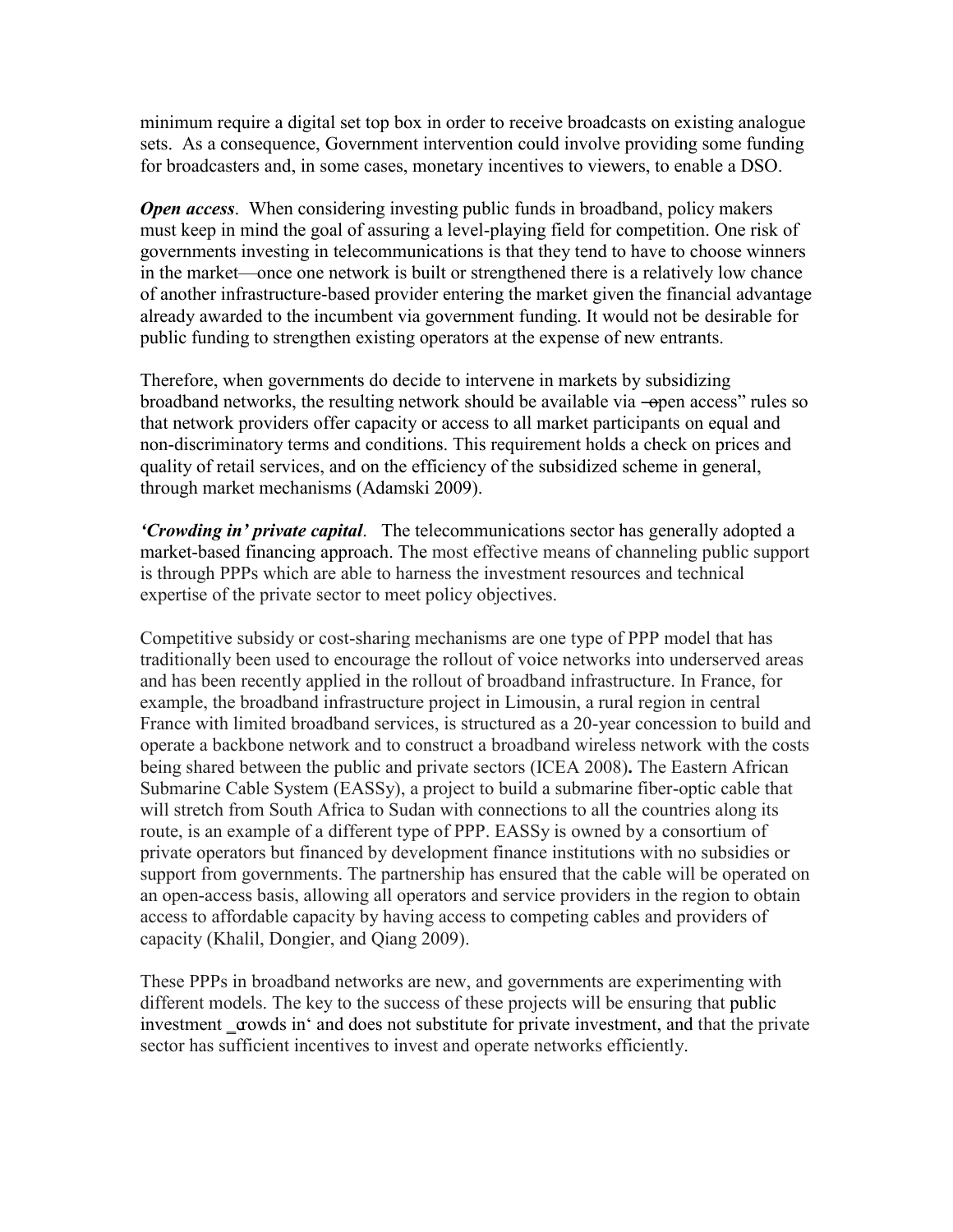minimum require a digital set top box in order to receive broadcasts on existing analogue sets. As a consequence, Government intervention could involve providing some funding for broadcasters and, in some cases, monetary incentives to viewers, to enable a DSO.

***Open access***. When considering investing public funds in broadband, policy makers must keep in mind the goal of assuring a level-playing field for competition. One risk of governments investing in telecommunications is that they tend to have to choose winners in the market—once one network is built or strengthened there is a relatively low chance of another infrastructure-based provider entering the market given the financial advantage already awarded to the incumbent via government funding. It would not be desirable for public funding to strengthen existing operators at the expense of new entrants.

Therefore, when governments do decide to intervene in markets by subsidizing broadband networks, the resulting network should be available via "open access" rules so that network providers offer capacity or access to all market participants on equal and non-discriminatory terms and conditions. This requirement holds a check on prices and quality of retail services, and on the efficiency of the subsidized scheme in general, through market mechanisms (Adamski 2009).

***'Crowding in' private capital***. The telecommunications sector has generally adopted a market-based financing approach. The most effective means of channeling public support is through PPPs which are able to harness the investment resources and technical expertise of the private sector to meet policy objectives.

Competitive subsidy or cost-sharing mechanisms are one type of PPP model that has traditionally been used to encourage the rollout of voice networks into underserved areas and has been recently applied in the rollout of broadband infrastructure. In France, for example, the broadband infrastructure project in Limousin, a rural region in central France with limited broadband services, is structured as a 20-year concession to build and operate a backbone network and to construct a broadband wireless network with the costs being shared between the public and private sectors (ICEA 2008). The Eastern African Submarine Cable System (EASSy), a project to build a submarine fiber-optic cable that will stretch from South Africa to Sudan with connections to all the countries along its route, is an example of a different type of PPP. EASSy is owned by a consortium of private operators but financed by development finance institutions with no subsidies or support from governments. The partnership has ensured that the cable will be operated on an open-access basis, allowing all operators and service providers in the region to obtain access to affordable capacity by having access to competing cables and providers of capacity (Khalil, Dongier, and Qiang 2009).

These PPPs in broadband networks are new, and governments are experimenting with different models. The key to the success of these projects will be ensuring that public investment 'crowds in' and does not substitute for private investment, and that the private sector has sufficient incentives to invest and operate networks efficiently.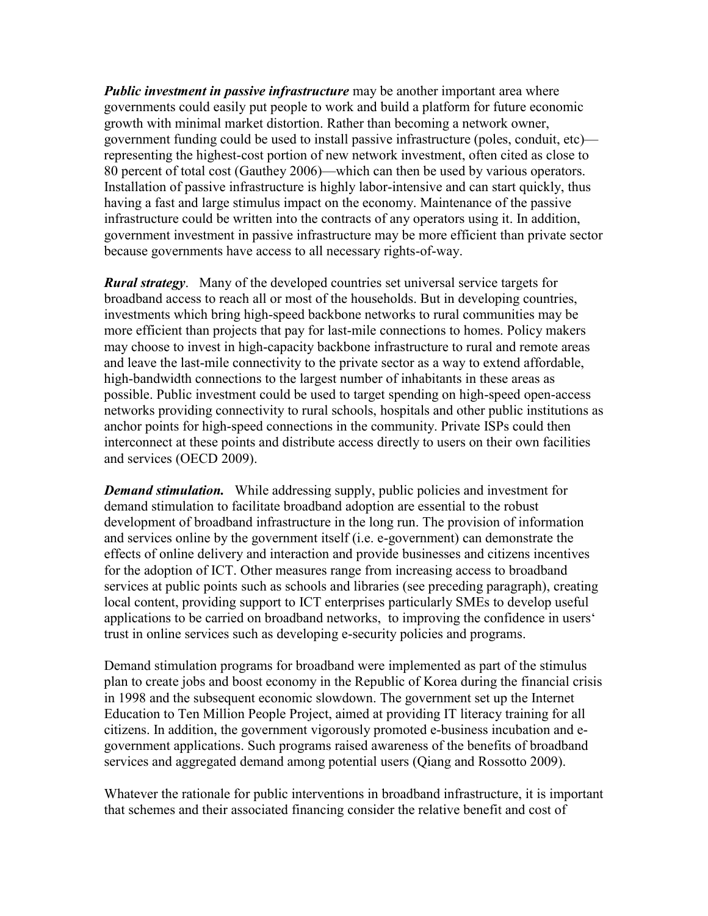***Public investment in passive infrastructure*** may be another important area where governments could easily put people to work and build a platform for future economic growth with minimal market distortion. Rather than becoming a network owner, government funding could be used to install passive infrastructure (poles, conduit, etc)—representing the highest-cost portion of new network investment, often cited as close to 80 percent of total cost (Gauthey 2006)—which can then be used by various operators. Installation of passive infrastructure is highly labor-intensive and can start quickly, thus having a fast and large stimulus impact on the economy. Maintenance of the passive infrastructure could be written into the contracts of any operators using it. In addition, government investment in passive infrastructure may be more efficient than private sector because governments have access to all necessary rights-of-way.

***Rural strategy***. Many of the developed countries set universal service targets for broadband access to reach all or most of the households. But in developing countries, investments which bring high-speed backbone networks to rural communities may be more efficient than projects that pay for last-mile connections to homes. Policy makers may choose to invest in high-capacity backbone infrastructure to rural and remote areas and leave the last-mile connectivity to the private sector as a way to extend affordable, high-bandwidth connections to the largest number of inhabitants in these areas as possible. Public investment could be used to target spending on high-speed open-access networks providing connectivity to rural schools, hospitals and other public institutions as anchor points for high-speed connections in the community. Private ISPs could then interconnect at these points and distribute access directly to users on their own facilities and services (OECD 2009).

***Demand stimulation.*** While addressing supply, public policies and investment for demand stimulation to facilitate broadband adoption are essential to the robust development of broadband infrastructure in the long run. The provision of information and services online by the government itself (i.e. e-government) can demonstrate the effects of online delivery and interaction and provide businesses and citizens incentives for the adoption of ICT. Other measures range from increasing access to broadband services at public points such as schools and libraries (see preceding paragraph), creating local content, providing support to ICT enterprises particularly SMEs to develop useful applications to be carried on broadband networks, to improving the confidence in users' trust in online services such as developing e-security policies and programs.

Demand stimulation programs for broadband were implemented as part of the stimulus plan to create jobs and boost economy in the Republic of Korea during the financial crisis in 1998 and the subsequent economic slowdown. The government set up the Internet Education to Ten Million People Project, aimed at providing IT literacy training for all citizens. In addition, the government vigorously promoted e-business incubation and e-government applications. Such programs raised awareness of the benefits of broadband services and aggregated demand among potential users (Qiang and Rossotto 2009).

Whatever the rationale for public interventions in broadband infrastructure, it is important that schemes and their associated financing consider the relative benefit and cost of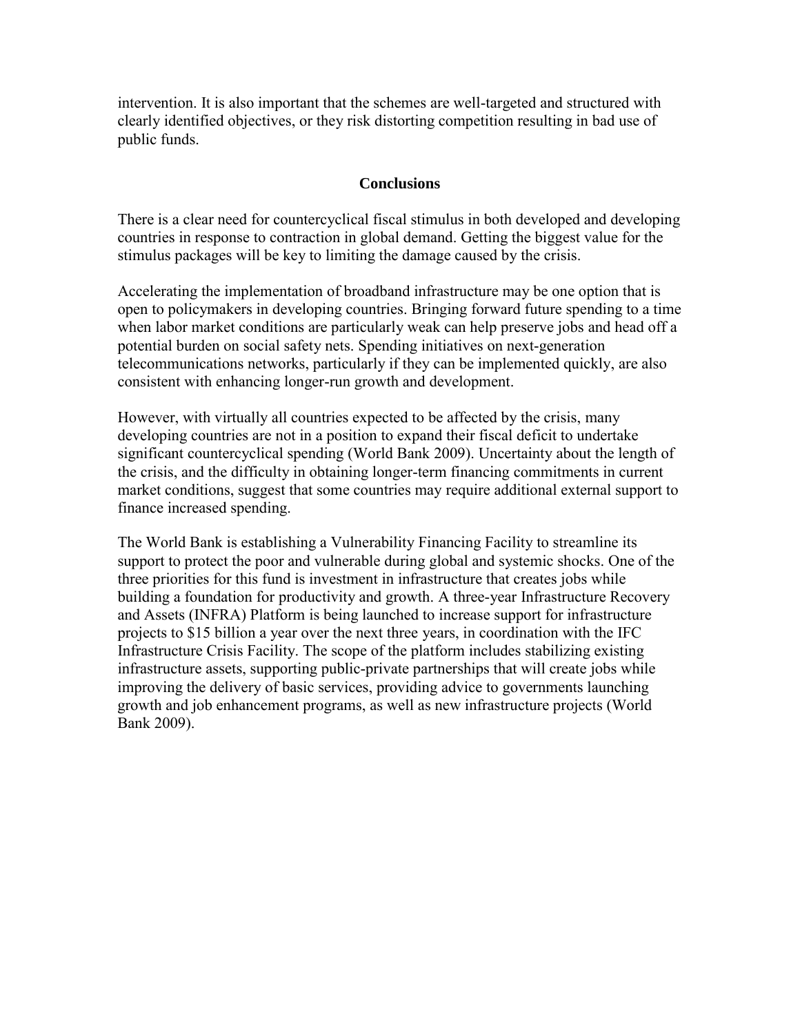intervention. It is also important that the schemes are well-targeted and structured with clearly identified objectives, or they risk distorting competition resulting in bad use of public funds.

## Conclusions

There is a clear need for countercyclical fiscal stimulus in both developed and developing countries in response to contraction in global demand. Getting the biggest value for the stimulus packages will be key to limiting the damage caused by the crisis.

Accelerating the implementation of broadband infrastructure may be one option that is open to policymakers in developing countries. Bringing forward future spending to a time when labor market conditions are particularly weak can help preserve jobs and head off a potential burden on social safety nets. Spending initiatives on next-generation telecommunications networks, particularly if they can be implemented quickly, are also consistent with enhancing longer-run growth and development.

However, with virtually all countries expected to be affected by the crisis, many developing countries are not in a position to expand their fiscal deficit to undertake significant countercyclical spending (World Bank 2009). Uncertainty about the length of the crisis, and the difficulty in obtaining longer-term financing commitments in current market conditions, suggest that some countries may require additional external support to finance increased spending.

The World Bank is establishing a Vulnerability Financing Facility to streamline its support to protect the poor and vulnerable during global and systemic shocks. One of the three priorities for this fund is investment in infrastructure that creates jobs while building a foundation for productivity and growth. A three-year Infrastructure Recovery and Assets (INFRA) Platform is being launched to increase support for infrastructure projects to $15 billion a year over the next three years, in coordination with the IFC Infrastructure Crisis Facility. The scope of the platform includes stabilizing existing infrastructure assets, supporting public-private partnerships that will create jobs while improving the delivery of basic services, providing advice to governments launching growth and job enhancement programs, as well as new infrastructure projects (World Bank 2009).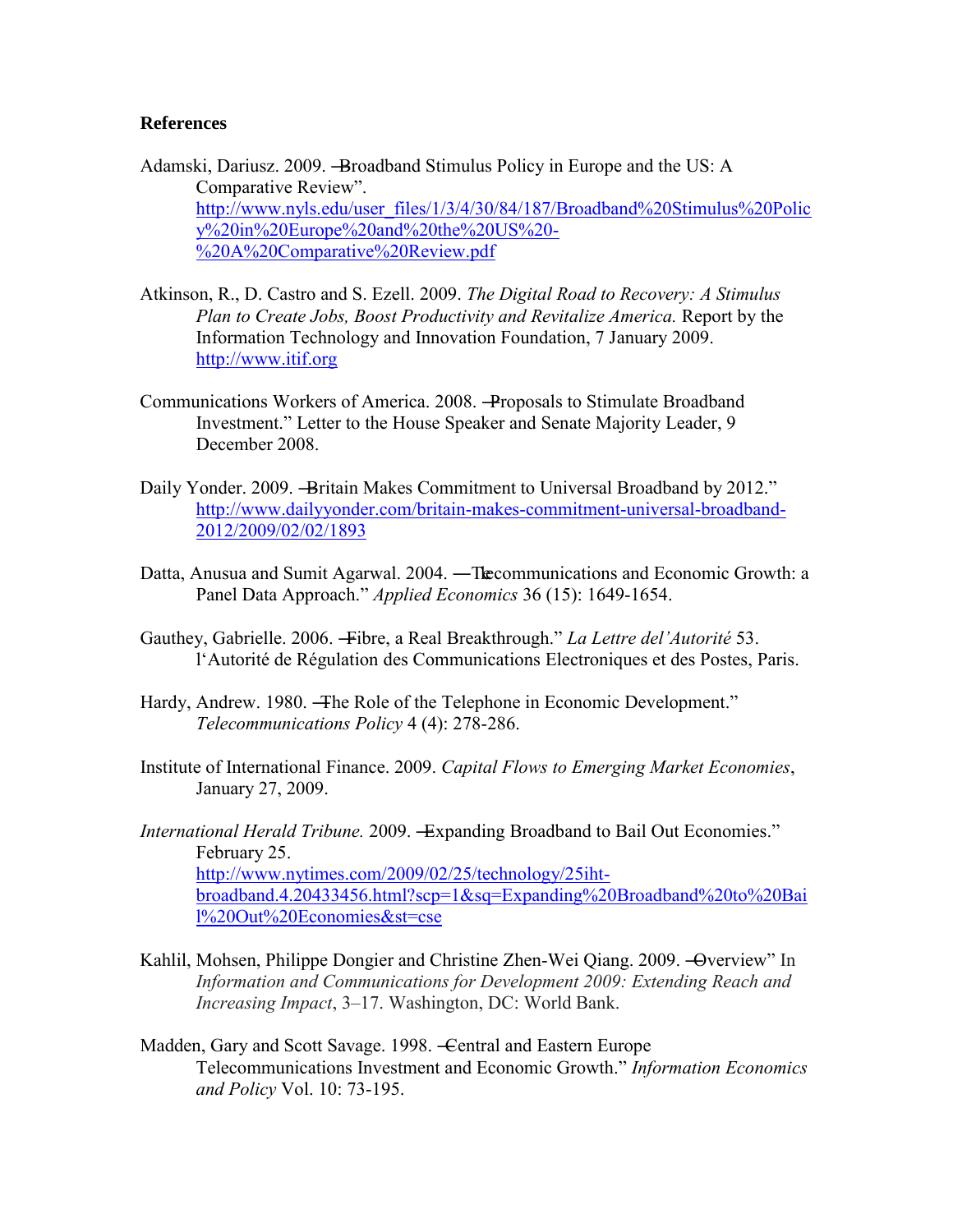**References**

Adamski, Dariusz. 2009. ―Broadband Stimulus Policy in Europe and the US: A Comparative Review". http://www.nyls.edu/user_files/1/3/4/30/84/187/Broadband%20Stimulus%20Policy%20in%20Europe%20and%20the%20US%20-%20A%20Comparative%20Review.pdf

Atkinson, R., D. Castro and S. Ezell. 2009. *The Digital Road to Recovery: A Stimulus Plan to Create Jobs, Boost Productivity and Revitalize America.* Report by the Information Technology and Innovation Foundation, 7 January 2009. http://www.itif.org

Communications Workers of America. 2008. ―Proposals to Stimulate Broadband Investment." Letter to the House Speaker and Senate Majority Leader, 9 December 2008.

Daily Yonder. 2009. ―Britain Makes Commitment to Universal Broadband by 2012." http://www.dailyyonder.com/britain-makes-commitment-universal-broadband-2012/2009/02/02/1893

Datta, Anusua and Sumit Agarwal. 2004. ―Telecommunications and Economic Growth: a Panel Data Approach." *Applied Economics* 36 (15): 1649-1654.

Gauthey, Gabrielle. 2006. ―Fibre, a Real Breakthrough." *La Lettre del'Autorité* 53. l'Autorité de Régulation des Communications Electroniques et des Postes, Paris.

Hardy, Andrew. 1980. ―The Role of the Telephone in Economic Development." *Telecommunications Policy* 4 (4): 278-286.

Institute of International Finance. 2009. *Capital Flows to Emerging Market Economies*, January 27, 2009.

*International Herald Tribune.* 2009. ―Expanding Broadband to Bail Out Economies." February 25. http://www.nytimes.com/2009/02/25/technology/25iht-broadband.4.20433456.html?scp=1&sq=Expanding%20Broadband%20to%20Bail%20Out%20Economies&st=cse

Kahlil, Mohsen, Philippe Dongier and Christine Zhen-Wei Qiang. 2009. ―Overview" In *Information and Communications for Development 2009: Extending Reach and Increasing Impact*, 3–17. Washington, DC: World Bank.

Madden, Gary and Scott Savage. 1998. ―Central and Eastern Europe Telecommunications Investment and Economic Growth." *Information Economics and Policy* Vol. 10: 73-195.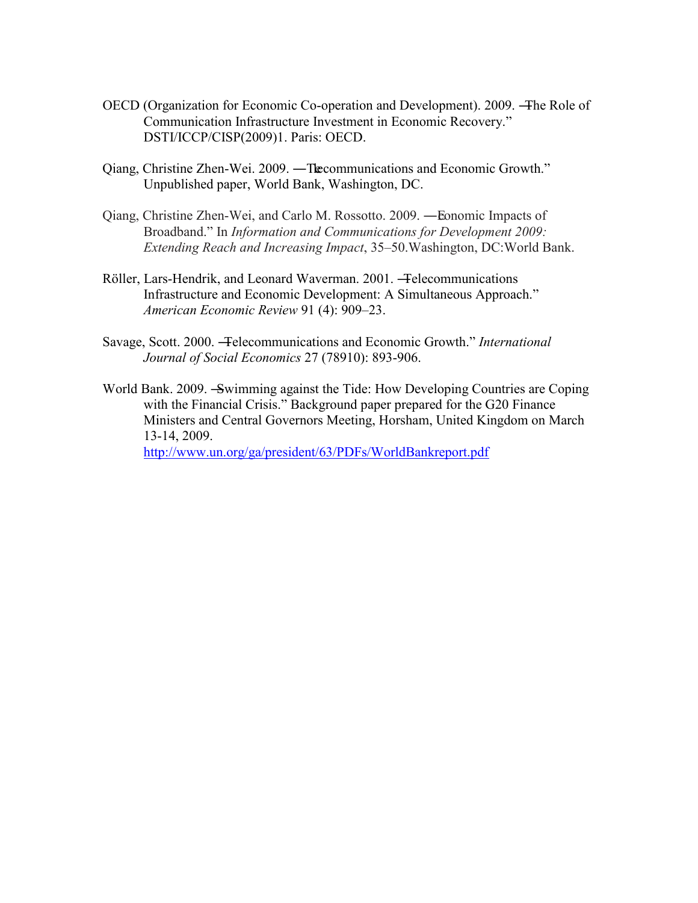OECD (Organization for Economic Co-operation and Development). 2009. ―The Role of Communication Infrastructure Investment in Economic Recovery." DSTI/ICCP/CISP(2009)1. Paris: OECD.

Qiang, Christine Zhen-Wei. 2009. ―Telecommunications and Economic Growth." Unpublished paper, World Bank, Washington, DC.

Qiang, Christine Zhen-Wei, and Carlo M. Rossotto. 2009. ―Economic Impacts of Broadband." In *Information and Communications for Development 2009: Extending Reach and Increasing Impact*, 35–50.Washington, DC:World Bank.

Röller, Lars-Hendrik, and Leonard Waverman. 2001. ―Telecommunications Infrastructure and Economic Development: A Simultaneous Approach." *American Economic Review* 91 (4): 909–23.

Savage, Scott. 2000. ―Telecommunications and Economic Growth." *International Journal of Social Economics* 27 (78910): 893-906.

World Bank. 2009. ―Swimming against the Tide: How Developing Countries are Coping with the Financial Crisis." Background paper prepared for the G20 Finance Ministers and Central Governors Meeting, Horsham, United Kingdom on March 13-14, 2009. http://www.un.org/ga/president/63/PDFs/WorldBankreport.pdf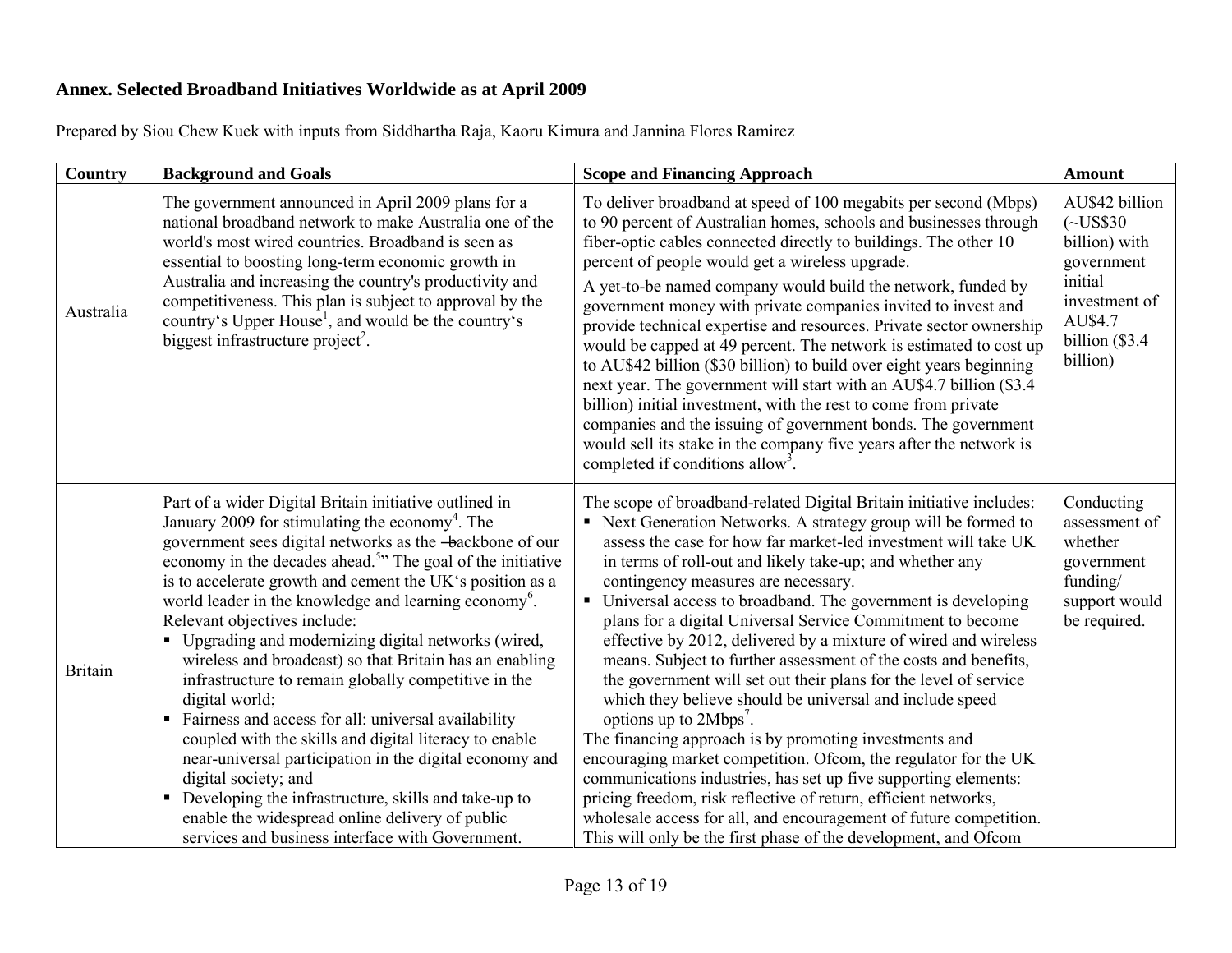**Annex. Selected Broadband Initiatives Worldwide as at April 2009**

Prepared by Siou Chew Kuek with inputs from Siddhartha Raja, Kaoru Kimura and Jannina Flores Ramirez

| Country | Background and Goals | Scope and Financing Approach | Amount |
|---|---|---|---|
| Australia | The government announced in April 2009 plans for a national broadband network to make Australia one of the world's most wired countries. Broadband is seen as essential to boosting long-term economic growth in Australia and increasing the country's productivity and competitiveness. This plan is subject to approval by the country's Upper House[1], and would be the country's biggest infrastructure project[2]. | To deliver broadband at speed of 100 megabits per second (Mbps) to 90 percent of Australian homes, schools and businesses through fiber-optic cables connected directly to buildings. The other 10 percent of people would get a wireless upgrade.<br>A yet-to-be named company would build the network, funded by government money with private companies invited to invest and provide technical expertise and resources. Private sector ownership would be capped at 49 percent. The network is estimated to cost up to AU$42 billion ($30 billion) to build over eight years beginning next year. The government will start with an AU$4.7 billion ($3.4 billion) initial investment, with the rest to come from private companies and the issuing of government bonds. The government would sell its stake in the company five years after the network is completed if conditions allow[3]. | AU$42 billion (~US$30 billion) with government initial investment of AU$4.7 billion ($3.4 billion) |
| Britain | Part of a wider Digital Britain initiative outlined in January 2009 for stimulating the economy[4]. The government sees digital networks as the "backbone of our economy in the decades ahead.[5]" The goal of the initiative is to accelerate growth and cement the UK's position as a world leader in the knowledge and learning economy[6]. Relevant objectives include:<br>▪ Upgrading and modernizing digital networks (wired, wireless and broadcast) so that Britain has an enabling infrastructure to remain globally competitive in the digital world;<br>▪ Fairness and access for all: universal availability coupled with the skills and digital literacy to enable near-universal participation in the digital economy and digital society; and<br>▪ Developing the infrastructure, skills and take-up to enable the widespread online delivery of public services and business interface with Government. | The scope of broadband-related Digital Britain initiative includes:<br>▪ Next Generation Networks. A strategy group will be formed to assess the case for how far market-led investment will take UK in terms of roll-out and likely take-up; and whether any contingency measures are necessary.<br>▪ Universal access to broadband. The government is developing plans for a digital Universal Service Commitment to become effective by 2012, delivered by a mixture of wired and wireless means. Subject to further assessment of the costs and benefits, the government will set out their plans for the level of service which they believe should be universal and include speed options up to 2Mbps[7].<br>The financing approach is by promoting investments and encouraging market competition. Ofcom, the regulator for the UK communications industries, has set up five supporting elements: pricing freedom, risk reflective of return, efficient networks, wholesale access for all, and encouragement of future competition. This will only be the first phase of the development, and Ofcom | Conducting assessment of whether government funding/ support would be required. |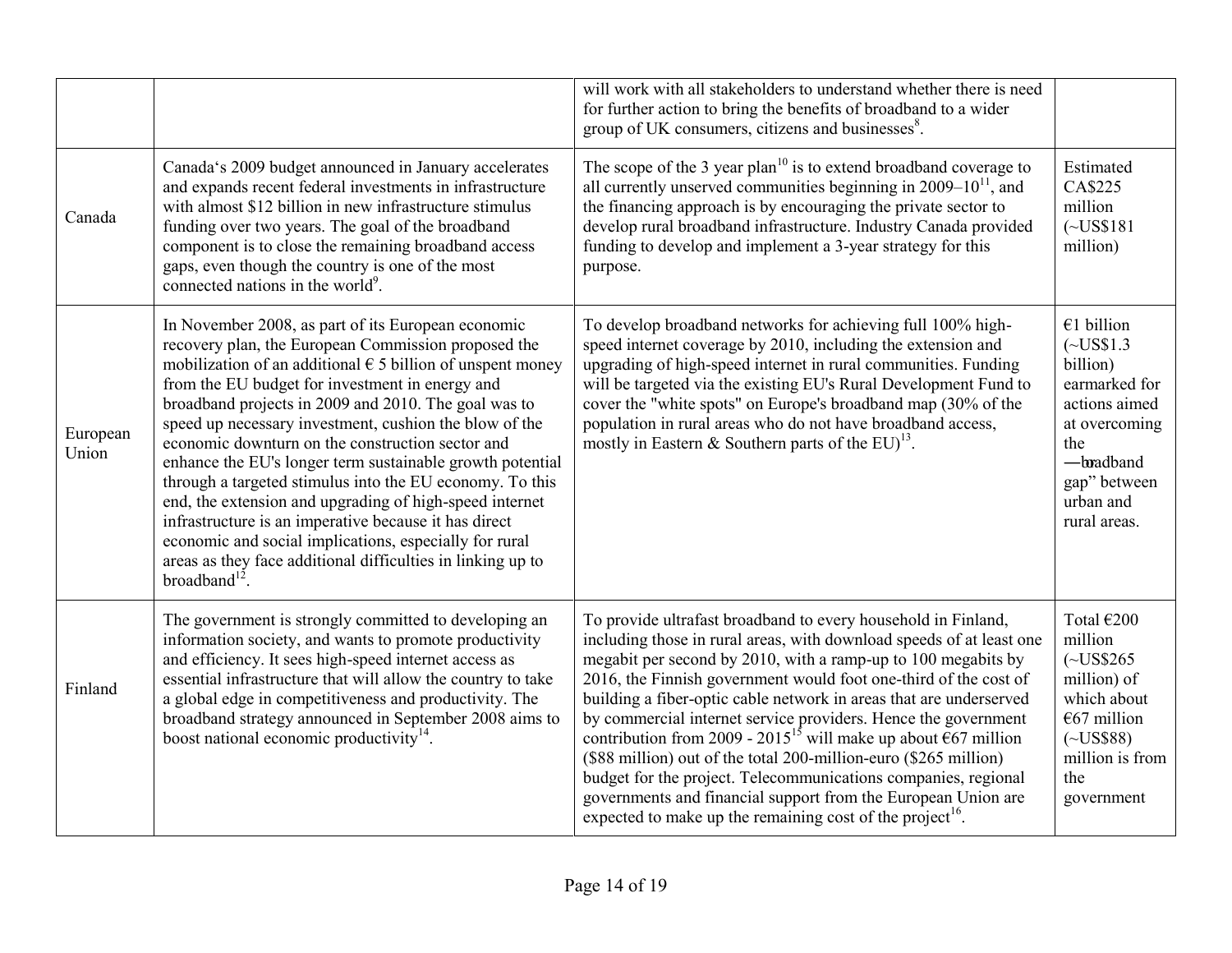| | | | |
|---|---|---|---|
| | | will work with all stakeholders to understand whether there is need for further action to bring the benefits of broadband to a wider group of UK consumers, citizens and businesses[8]. | |
| Canada | Canada's 2009 budget announced in January accelerates and expands recent federal investments in infrastructure with almost $12 billion in new infrastructure stimulus funding over two years. The goal of the broadband component is to close the remaining broadband access gaps, even though the country is one of the most connected nations in the world[9]. | The scope of the 3 year plan[10] is to extend broadband coverage to all currently unserved communities beginning in 2009–10[11], and the financing approach is by encouraging the private sector to develop rural broadband infrastructure. Industry Canada provided funding to develop and implement a 3-year strategy for this purpose. | Estimated CA$225 million (~US$181 million) |
| European Union | In November 2008, as part of its European economic recovery plan, the European Commission proposed the mobilization of an additional € 5 billion of unspent money from the EU budget for investment in energy and broadband projects in 2009 and 2010. The goal was to speed up necessary investment, cushion the blow of the economic downturn on the construction sector and enhance the EU's longer term sustainable growth potential through a targeted stimulus into the EU economy. To this end, the extension and upgrading of high-speed internet infrastructure is an imperative because it has direct economic and social implications, especially for rural areas as they face additional difficulties in linking up to broadband[12]. | To develop broadband networks for achieving full 100% high-speed internet coverage by 2010, including the extension and upgrading of high-speed internet in rural communities. Funding will be targeted via the existing EU's Rural Development Fund to cover the "white spots" on Europe's broadband map (30% of the population in rural areas who do not have broadband access, mostly in Eastern & Southern parts of the EU)[13]. | €1 billion (~US$1.3 billion) earmarked for actions aimed at overcoming the ―broadband gap" between urban and rural areas. |
| Finland | The government is strongly committed to developing an information society, and wants to promote productivity and efficiency. It sees high-speed internet access as essential infrastructure that will allow the country to take a global edge in competitiveness and productivity. The broadband strategy announced in September 2008 aims to boost national economic productivity[14]. | To provide ultrafast broadband to every household in Finland, including those in rural areas, with download speeds of at least one megabit per second by 2010, with a ramp-up to 100 megabits by 2016, the Finnish government would foot one-third of the cost of building a fiber-optic cable network in areas that are underserved by commercial internet service providers. Hence the government contribution from 2009 - 2015[15] will make up about €67 million ($88 million) out of the total 200-million-euro ($265 million) budget for the project. Telecommunications companies, regional governments and financial support from the European Union are expected to make up the remaining cost of the project[16]. | Total €200 million (~US$265 million) of which about €67 million (~US$88) million is from the government |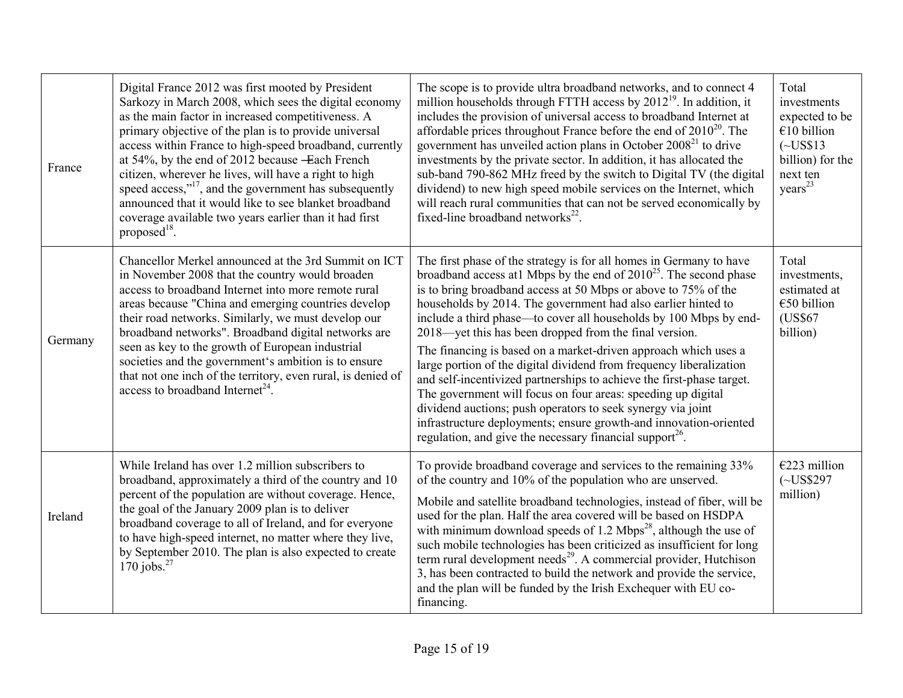| | | | |
|---|---|---|---|
| France | Digital France 2012 was first mooted by President Sarkozy in March 2008, which sees the digital economy as the main factor in increased competitiveness. A primary objective of the plan is to provide universal access within France to high-speed broadband, currently at 54%, by the end of 2012 because ―Each French citizen, wherever he lives, will have a right to high speed access,"[17], and the government has subsequently announced that it would like to see blanket broadband coverage available two years earlier than it had first proposed[18]. | The scope is to provide ultra broadband networks, and to connect 4 million households through FTTH access by 2012[19]. In addition, it includes the provision of universal access to broadband Internet at affordable prices throughout France before the end of 2010[20]. The government has unveiled action plans in October 2008[21] to drive investments by the private sector. In addition, it has allocated the sub-band 790-862 MHz freed by the switch to Digital TV (the digital dividend) to new high speed mobile services on the Internet, which will reach rural communities that can not be served economically by fixed-line broadband networks[22]. | Total investments expected to be €10 billion (~US$13 billion) for the next ten years[23] |
| Germany | Chancellor Merkel announced at the 3rd Summit on ICT in November 2008 that the country would broaden access to broadband Internet into more remote rural areas because "China and emerging countries develop their road networks. Similarly, we must develop our broadband networks". Broadband digital networks are seen as key to the growth of European industrial societies and the government's ambition is to ensure that not one inch of the territory, even rural, is denied of access to broadband Internet[24]. | The first phase of the strategy is for all homes in Germany to have broadband access at1 Mbps by the end of 2010[25]. The second phase is to bring broadband access at 50 Mbps or above to 75% of the households by 2014. The government had also earlier hinted to include a third phase—to cover all households by 100 Mbps by end-2018—yet this has been dropped from the final version.<br>The financing is based on a market-driven approach which uses a large portion of the digital dividend from frequency liberalization and self-incentivized partnerships to achieve the first-phase target. The government will focus on four areas: speeding up digital dividend auctions; push operators to seek synergy via joint infrastructure deployments; ensure growth-and innovation-oriented regulation, and give the necessary financial support[26]. | Total investments, estimated at €50 billion (US$67 billion) |
| Ireland | While Ireland has over 1.2 million subscribers to broadband, approximately a third of the country and 10 percent of the population are without coverage. Hence, the goal of the January 2009 plan is to deliver broadband coverage to all of Ireland, and for everyone to have high-speed internet, no matter where they live, by September 2010. The plan is also expected to create 170 jobs.[27] | To provide broadband coverage and services to the remaining 33% of the country and 10% of the population who are unserved.<br>Mobile and satellite broadband technologies, instead of fiber, will be used for the plan. Half the area covered will be based on HSDPA with minimum download speeds of 1.2 Mbps[28], although the use of such mobile technologies has been criticized as insufficient for long term rural development needs[29]. A commercial provider, Hutchison 3, has been contracted to build the network and provide the service, and the plan will be funded by the Irish Exchequer with EU co-financing. | €223 million (~US$297 million) |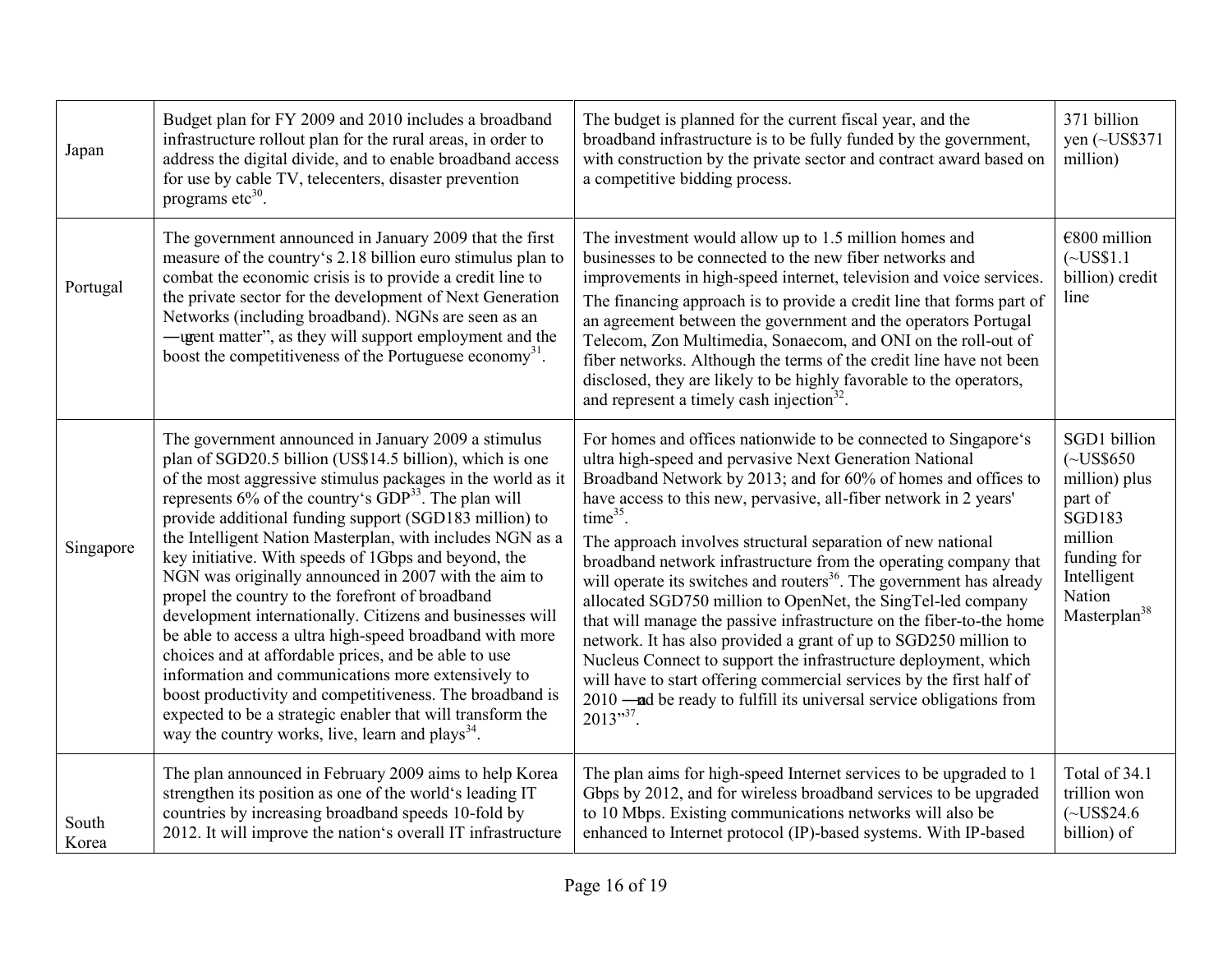| | | | |
|---|---|---|---|
| Japan | Budget plan for FY 2009 and 2010 includes a broadband infrastructure rollout plan for the rural areas, in order to address the digital divide, and to enable broadband access for use by cable TV, telecenters, disaster prevention programs etc[30]. | The budget is planned for the current fiscal year, and the broadband infrastructure is to be fully funded by the government, with construction by the private sector and contract award based on a competitive bidding process. | 371 billion yen (~US$371 million) |
| Portugal | The government announced in January 2009 that the first measure of the country's 2.18 billion euro stimulus plan to combat the economic crisis is to provide a credit line to the private sector for the development of Next Generation Networks (including broadband). NGNs are seen as an ―urgent matter", as they will support employment and the boost the competitiveness of the Portuguese economy[31]. | The investment would allow up to 1.5 million homes and businesses to be connected to the new fiber networks and improvements in high-speed internet, television and voice services. The financing approach is to provide a credit line that forms part of an agreement between the government and the operators Portugal Telecom, Zon Multimedia, Sonaecom, and ONI on the roll-out of fiber networks. Although the terms of the credit line have not been disclosed, they are likely to be highly favorable to the operators, and represent a timely cash injection[32]. | €800 million (~US$1.1 billion) credit line |
| Singapore | The government announced in January 2009 a stimulus plan of SGD20.5 billion (US$14.5 billion), which is one of the most aggressive stimulus packages in the world as it represents 6% of the country's GDP[33]. The plan will provide additional funding support (SGD183 million) to the Intelligent Nation Masterplan, with includes NGN as a key initiative. With speeds of 1Gbps and beyond, the NGN was originally announced in 2007 with the aim to propel the country to the forefront of broadband development internationally. Citizens and businesses will be able to access a ultra high-speed broadband with more choices and at affordable prices, and be able to use information and communications more extensively to boost productivity and competitiveness. The broadband is expected to be a strategic enabler that will transform the way the country works, live, learn and plays[34]. | For homes and offices nationwide to be connected to Singapore's ultra high-speed and pervasive Next Generation National Broadband Network by 2013; and for 60% of homes and offices to have access to this new, pervasive, all-fiber network in 2 years' time[35]. The approach involves structural separation of new national broadband network infrastructure from the operating company that will operate its switches and routers[36]. The government has already allocated SGD750 million to OpenNet, the SingTel-led company that will manage the passive infrastructure on the fiber-to-the home network. It has also provided a grant of up to SGD250 million to Nucleus Connect to support the infrastructure deployment, which will have to start offering commercial services by the first half of 2010 ―and be ready to fulfill its universal service obligations from 2013"[37]. | SGD1 billion (~US$650 million) plus part of SGD183 million funding for Intelligent Nation Masterplan[38] |
| South Korea | The plan announced in February 2009 aims to help Korea strengthen its position as one of the world's leading IT countries by increasing broadband speeds 10-fold by 2012. It will improve the nation's overall IT infrastructure | The plan aims for high-speed Internet services to be upgraded to 1 Gbps by 2012, and for wireless broadband services to be upgraded to 10 Mbps. Existing communications networks will also be enhanced to Internet protocol (IP)-based systems. With IP-based | Total of 34.1 trillion won (~US$24.6 billion) of |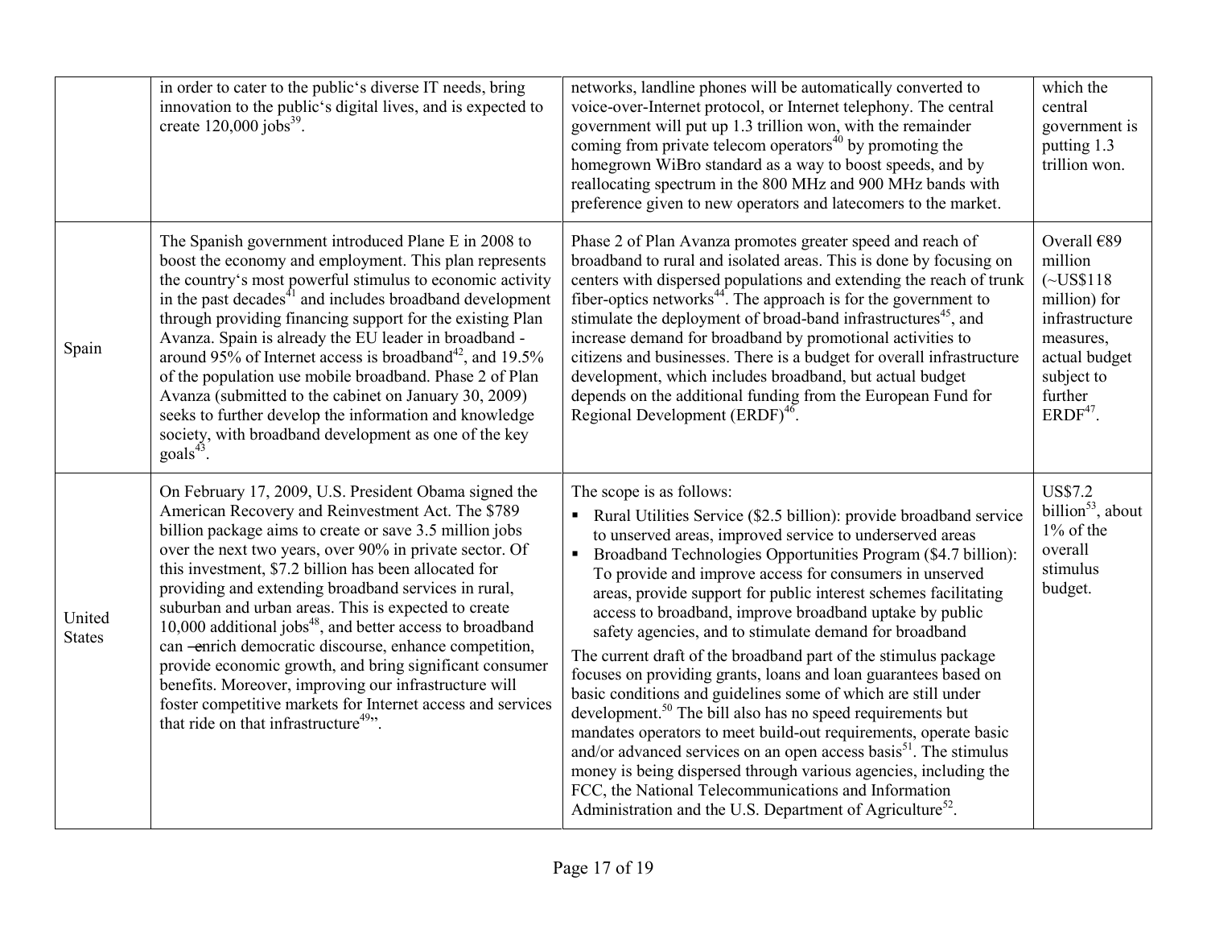| | | | |
|---|---|---|---|
| | in order to cater to the public's diverse IT needs, bring innovation to the public's digital lives, and is expected to create 120,000 jobs[39]. | networks, landline phones will be automatically converted to voice-over-Internet protocol, or Internet telephony. The central government will put up 1.3 trillion won, with the remainder coming from private telecom operators[40] by promoting the homegrown WiBro standard as a way to boost speeds, and by reallocating spectrum in the 800 MHz and 900 MHz bands with preference given to new operators and latecomers to the market. | which the central government is putting 1.3 trillion won. |
| Spain | The Spanish government introduced Plane E in 2008 to boost the economy and employment. This plan represents the country's most powerful stimulus to economic activity in the past decades[41] and includes broadband development through providing financing support for the existing Plan Avanza. Spain is already the EU leader in broadband - around 95% of Internet access is broadband[42], and 19.5% of the population use mobile broadband. Phase 2 of Plan Avanza (submitted to the cabinet on January 30, 2009) seeks to further develop the information and knowledge society, with broadband development as one of the key goals[43]. | Phase 2 of Plan Avanza promotes greater speed and reach of broadband to rural and isolated areas. This is done by focusing on centers with dispersed populations and extending the reach of trunk fiber-optics networks[44]. The approach is for the government to stimulate the deployment of broad-band infrastructures[45], and increase demand for broadband by promotional activities to citizens and businesses. There is a budget for overall infrastructure development, which includes broadband, but actual budget depends on the additional funding from the European Fund for Regional Development (ERDF)[46]. | Overall €89 million (~US$118 million) for infrastructure measures, actual budget subject to further ERDF[47]. |
| United States | On February 17, 2009, U.S. President Obama signed the American Recovery and Reinvestment Act. The $789 billion package aims to create or save 3.5 million jobs over the next two years, over 90% in private sector. Of this investment, $7.2 billion has been allocated for providing and extending broadband services in rural, suburban and urban areas. This is expected to create 10,000 additional jobs[48], and better access to broadband can "enrich democratic discourse, enhance competition, provide economic growth, and bring significant consumer benefits. Moreover, improving our infrastructure will foster competitive markets for Internet access and services that ride on that infrastructure[49]". | The scope is as follows:<br>▪ Rural Utilities Service ($2.5 billion): provide broadband service to unserved areas, improved service to underserved areas<br>▪ Broadband Technologies Opportunities Program ($4.7 billion): To provide and improve access for consumers in unserved areas, provide support for public interest schemes facilitating access to broadband, improve broadband uptake by public safety agencies, and to stimulate demand for broadband<br>The current draft of the broadband part of the stimulus package focuses on providing grants, loans and loan guarantees based on basic conditions and guidelines some of which are still under development.[50] The bill also has no speed requirements but mandates operators to meet build-out requirements, operate basic and/or advanced services on an open access basis[51]. The stimulus money is being dispersed through various agencies, including the FCC, the National Telecommunications and Information Administration and the U.S. Department of Agriculture[52]. | US$7.2 billion[53], about 1% of the overall stimulus budget. |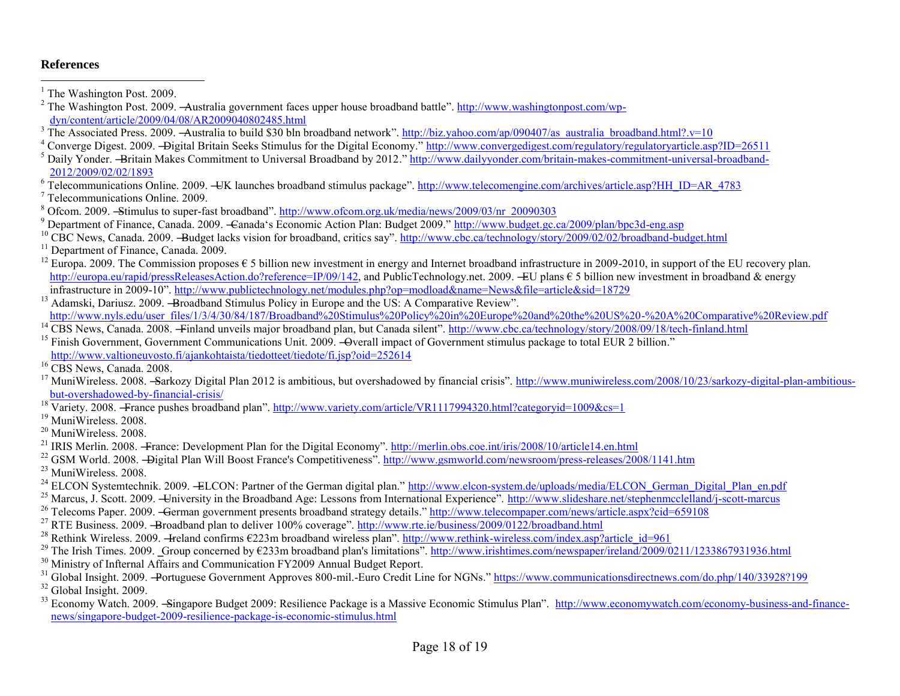**References**

[1] The Washington Post. 2009.

[2] The Washington Post. 2009. ―Australia government faces upper house broadband battle". http://www.washingtonpost.com/wp-dyn/content/article/2009/04/08/AR2009040802485.html

[3] The Associated Press. 2009. ―Australia to build $30 bln broadband network". http://biz.yahoo.com/ap/090407/as_australia_broadband.html?.v=10

[4] Converge Digest. 2009. ―Digital Britain Seeks Stimulus for the Digital Economy." http://www.convergedigest.com/regulatory/regulatoryarticle.asp?ID=26511

[5] Daily Yonder. ―Britain Makes Commitment to Universal Broadband by 2012." http://www.dailyyonder.com/britain-makes-commitment-universal-broadband-2012/2009/02/02/1893

[6] Telecommunications Online. 2009. ―UK launches broadband stimulus package". http://www.telecomengine.com/archives/article.asp?HH_ID=AR_4783

[7] Telecommunications Online. 2009.

[8] Ofcom. 2009. ―Stimulus to super-fast broadband". http://www.ofcom.org.uk/media/news/2009/03/nr_20090303

[9] Department of Finance, Canada. 2009. ―Canada's Economic Action Plan: Budget 2009." http://www.budget.gc.ca/2009/plan/bpc3d-eng.asp

[10] CBC News, Canada. 2009. ―Budget lacks vision for broadband, critics say". http://www.cbc.ca/technology/story/2009/02/02/broadband-budget.html

[11] Department of Finance, Canada. 2009.

[12] Europa. 2009. The Commission proposes € 5 billion new investment in energy and Internet broadband infrastructure in 2009-2010, in support of the EU recovery plan. http://europa.eu/rapid/pressReleasesAction.do?reference=IP/09/142, and PublicTechnology.net. 2009. ―EU plans € 5 billion new investment in broadband & energy infrastructure in 2009-10". http://www.publictechnology.net/modules.php?op=modload&name=News&file=article&sid=18729

[13] Adamski, Dariusz. 2009. ―Broadband Stimulus Policy in Europe and the US: A Comparative Review". http://www.nyls.edu/user_files/1/3/4/30/84/187/Broadband%20Stimulus%20Policy%20in%20Europe%20and%20the%20US%20-%20A%20Comparative%20Review.pdf

[14] CBS News, Canada. 2008. ―Finland unveils major broadband plan, but Canada silent". http://www.cbc.ca/technology/story/2008/09/18/tech-finland.html

[15] Finish Government, Government Communications Unit. 2009. ―Overall impact of Government stimulus package to total EUR 2 billion." http://www.valtioneuvosto.fi/ajankohtaista/tiedotteet/tiedote/fi.jsp?oid=252614

[16] CBS News, Canada. 2008.

[17] MuniWireless. 2008. ―Sarkozy Digital Plan 2012 is ambitious, but overshadowed by financial crisis". http://www.muniwireless.com/2008/10/23/sarkozy-digital-plan-ambitious-but-overshadowed-by-financial-crisis/

[18] Variety. 2008. ―France pushes broadband plan". http://www.variety.com/article/VR1117994320.html?categoryid=1009&cs=1

[19] MuniWireless. 2008.

[20] MuniWireless. 2008.

[21] IRIS Merlin. 2008. ―France: Development Plan for the Digital Economy". http://merlin.obs.coe.int/iris/2008/10/article14.en.html

[22] GSM World. 2008. ―Digital Plan Will Boost France's Competitiveness". http://www.gsmworld.com/newsroom/press-releases/2008/1141.htm

[23] MuniWireless. 2008.

[24] ELCON Systemtechnik. 2009. ―ELCON: Partner of the German digital plan." http://www.elcon-system.de/uploads/media/ELCON_German_Digital_Plan_en.pdf

[25] Marcus, J. Scott. 2009. ―University in the Broadband Age: Lessons from International Experience". http://www.slideshare.net/stephenmcclelland/j-scott-marcus

[26] Telecoms Paper. 2009. ―German government presents broadband strategy details." http://www.telecompaper.com/news/article.aspx?cid=659108

[27] RTE Business. 2009. ―Broadband plan to deliver 100% coverage". http://www.rte.ie/business/2009/0122/broadband.html

[28] Rethink Wireless. 2009. ―Ireland confirms €223m broadband wireless plan". http://www.rethink-wireless.com/index.asp?article_id=961

[29] The Irish Times. 2009. ‗Group concerned by €233m broadband plan's limitations". http://www.irishtimes.com/newspaper/ireland/2009/0211/1233867931936.html

[30] Ministry of Infternal Affairs and Communication FY2009 Annual Budget Report.

[31] Global Insight. 2009. ―Portuguese Government Approves 800-mil.-Euro Credit Line for NGNs." https://www.communicationsdirectnews.com/do.php/140/33928?199

[32] Global Insight. 2009.

[33] Economy Watch. 2009. ―Singapore Budget 2009: Resilience Package is a Massive Economic Stimulus Plan". http://www.economywatch.com/economy-business-and-finance-news/singapore-budget-2009-resilience-package-is-economic-stimulus.html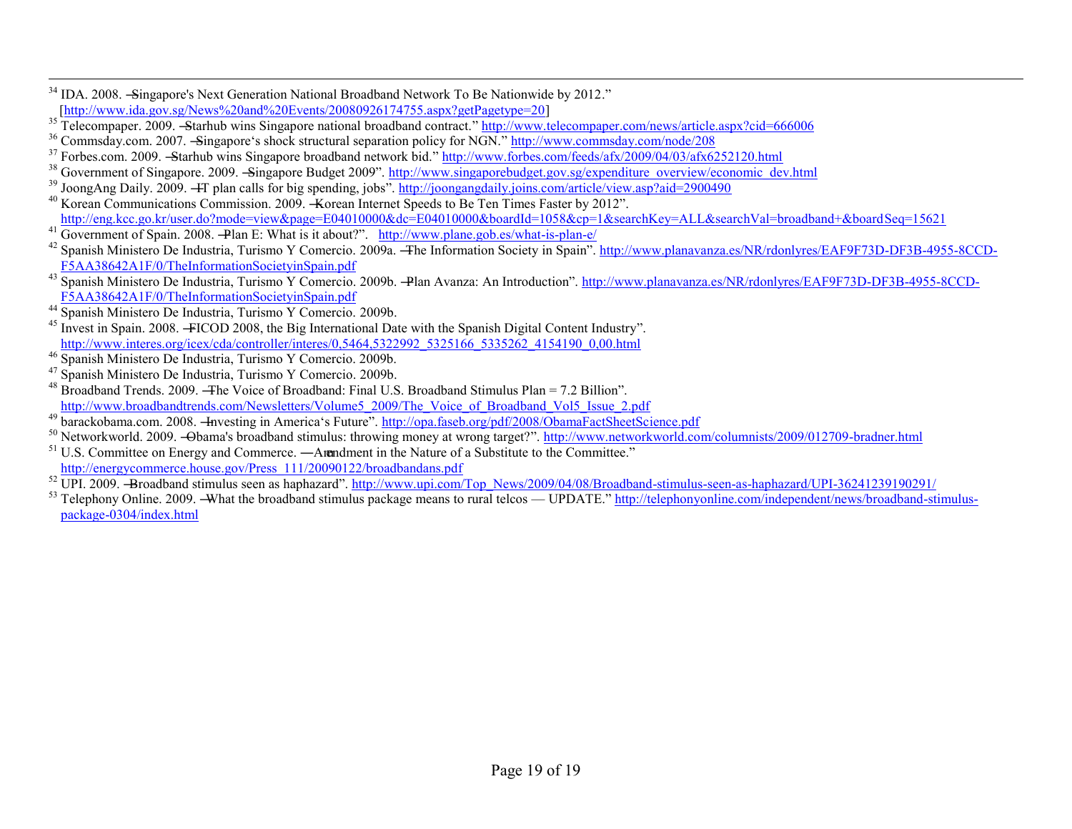[34] IDA. 2008. ―Singapore's Next Generation National Broadband Network To Be Nationwide by 2012." [http://www.ida.gov.sg/News%20and%20Events/20080926174755.aspx?getPagetype=20]

[35] Telecompaper. 2009. ―Starhub wins Singapore national broadband contract." http://www.telecompaper.com/news/article.aspx?cid=666006

[36] Commsday.com. 2007. ―Singapore's shock structural separation policy for NGN." http://www.commsday.com/node/208

[37] Forbes.com. 2009. ―Starhub wins Singapore broadband network bid." http://www.forbes.com/feeds/afx/2009/04/03/afx6252120.html

[38] Government of Singapore. 2009. ―Singapore Budget 2009". http://www.singaporebudget.gov.sg/expenditure_overview/economic_dev.html

[39] JoongAng Daily. 2009. ―IT plan calls for big spending, jobs". http://joongangdaily.joins.com/article/view.asp?aid=2900490

[40] Korean Communications Commission. 2009. ―Korean Internet Speeds to Be Ten Times Faster by 2012". http://eng.kcc.go.kr/user.do?mode=view&page=E04010000&dc=E04010000&boardId=1058&cp=1&searchKey=ALL&searchVal=broadband+&boardSeq=15621

[41] Government of Spain. 2008. ―Plan E: What is it about?". http://www.plane.gob.es/what-is-plan-e/

[42] Spanish Ministero De Industria, Turismo Y Comercio. 2009a. ―The Information Society in Spain". http://www.planavanza.es/NR/rdonlyres/EAF9F73D-DF3B-4955-8CCD-F5AA38642A1F/0/TheInformationSocietyinSpain.pdf

[43] Spanish Ministero De Industria, Turismo Y Comercio. 2009b. ―Plan Avanza: An Introduction". http://www.planavanza.es/NR/rdonlyres/EAF9F73D-DF3B-4955-8CCD-F5AA38642A1F/0/TheInformationSocietyinSpain.pdf

[44] Spanish Ministero De Industria, Turismo Y Comercio. 2009b.

[45] Invest in Spain. 2008. ―FICOD 2008, the Big International Date with the Spanish Digital Content Industry". http://www.interes.org/icex/cda/controller/interes/0,5464,5322992_5325166_5335262_4154190_0,00.html

[46] Spanish Ministero De Industria, Turismo Y Comercio. 2009b.

[47] Spanish Ministero De Industria, Turismo Y Comercio. 2009b.

[48] Broadband Trends. 2009. ―The Voice of Broadband: Final U.S. Broadband Stimulus Plan = 7.2 Billion". http://www.broadbandtrends.com/Newsletters/Volume5_2009/The_Voice_of_Broadband_Vol5_Issue_2.pdf

[49] barackobama.com. 2008. ―Investing in America's Future". http://opa.faseb.org/pdf/2008/ObamaFactSheetScience.pdf

[50] Networkworld. 2009. ―Obama's broadband stimulus: throwing money at wrong target?". http://www.networkworld.com/columnists/2009/012709-bradner.html

[51] U.S. Committee on Energy and Commerce. ―Amendment in the Nature of a Substitute to the Committee." http://energycommerce.house.gov/Press_111/20090122/broadbandans.pdf

[52] UPI. 2009. ―Broadband stimulus seen as haphazard". http://www.upi.com/Top_News/2009/04/08/Broadband-stimulus-seen-as-haphazard/UPI-36241239190291/

[53] Telephony Online. 2009. ―What the broadband stimulus package means to rural telcos — UPDATE." http://telephonyonline.com/independent/news/broadband-stimulus-package-0304/index.html